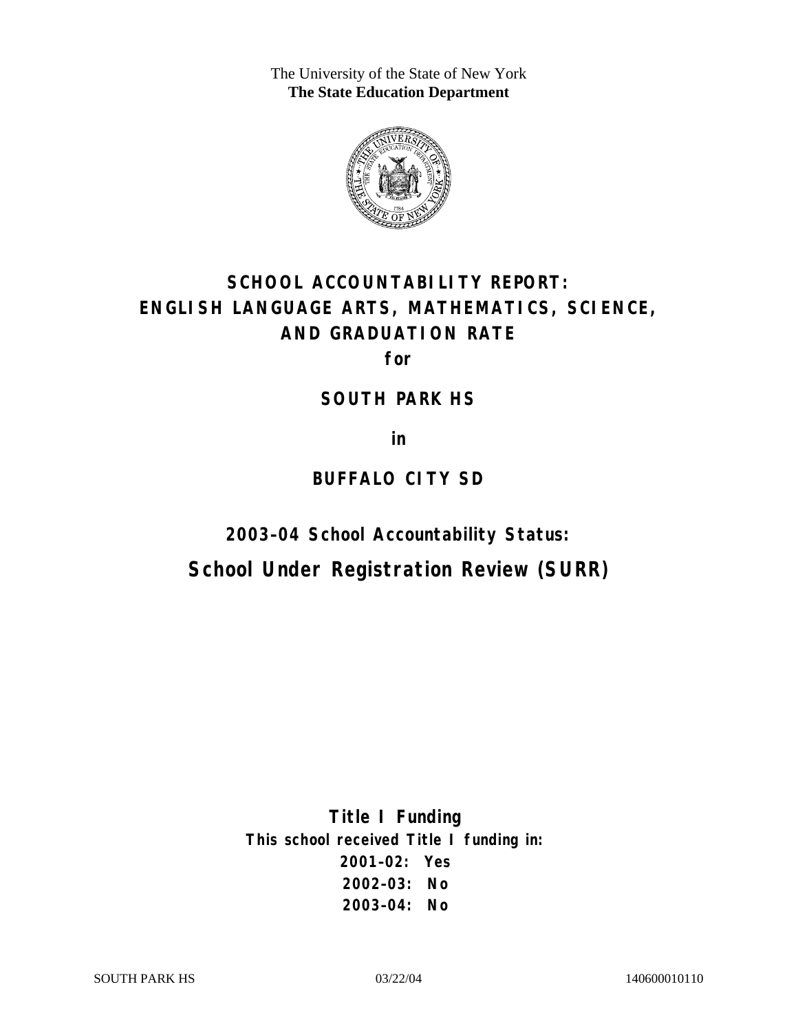The University of the State of New York
**The State Education Department**

# SCHOOL ACCOUNTABILITY REPORT: ENGLISH LANGUAGE ARTS, MATHEMATICS, SCIENCE, AND GRADUATION RATE

**for**

## SOUTH PARK HS

**in**

## BUFFALO CITY SD

### 2003–04 School Accountability Status:

## School Under Registration Review (SURR)

**Title I Funding**

**This school received Title I funding in:**

**2001–02: Yes**
**2002–03: No**
**2003–04: No**

SOUTH PARK HS 03/22/04 140600010110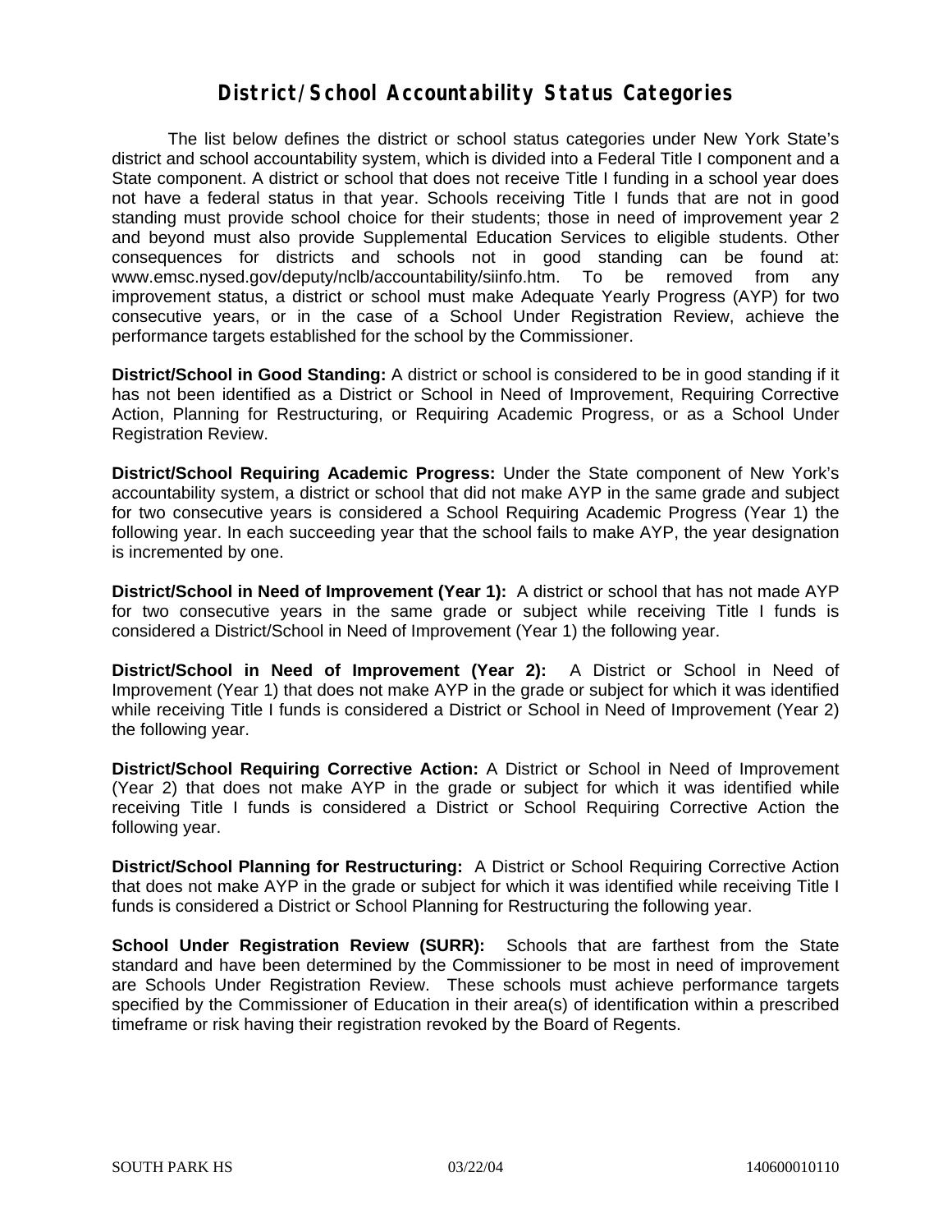# District/School Accountability Status Categories

The list below defines the district or school status categories under New York State's district and school accountability system, which is divided into a Federal Title I component and a State component. A district or school that does not receive Title I funding in a school year does not have a federal status in that year. Schools receiving Title I funds that are not in good standing must provide school choice for their students; those in need of improvement year 2 and beyond must also provide Supplemental Education Services to eligible students. Other consequences for districts and schools not in good standing can be found at: www.emsc.nysed.gov/deputy/nclb/accountability/siinfo.htm. To be removed from any improvement status, a district or school must make Adequate Yearly Progress (AYP) for two consecutive years, or in the case of a School Under Registration Review, achieve the performance targets established for the school by the Commissioner.

**District/School in Good Standing:** A district or school is considered to be in good standing if it has not been identified as a District or School in Need of Improvement, Requiring Corrective Action, Planning for Restructuring, or Requiring Academic Progress, or as a School Under Registration Review.

**District/School Requiring Academic Progress:** Under the State component of New York's accountability system, a district or school that did not make AYP in the same grade and subject for two consecutive years is considered a School Requiring Academic Progress (Year 1) the following year. In each succeeding year that the school fails to make AYP, the year designation is incremented by one.

**District/School in Need of Improvement (Year 1):** A district or school that has not made AYP for two consecutive years in the same grade or subject while receiving Title I funds is considered a District/School in Need of Improvement (Year 1) the following year.

**District/School in Need of Improvement (Year 2):** A District or School in Need of Improvement (Year 1) that does not make AYP in the grade or subject for which it was identified while receiving Title I funds is considered a District or School in Need of Improvement (Year 2) the following year.

**District/School Requiring Corrective Action:** A District or School in Need of Improvement (Year 2) that does not make AYP in the grade or subject for which it was identified while receiving Title I funds is considered a District or School Requiring Corrective Action the following year.

**District/School Planning for Restructuring:** A District or School Requiring Corrective Action that does not make AYP in the grade or subject for which it was identified while receiving Title I funds is considered a District or School Planning for Restructuring the following year.

**School Under Registration Review (SURR):** Schools that are farthest from the State standard and have been determined by the Commissioner to be most in need of improvement are Schools Under Registration Review. These schools must achieve performance targets specified by the Commissioner of Education in their area(s) of identification within a prescribed timeframe or risk having their registration revoked by the Board of Regents.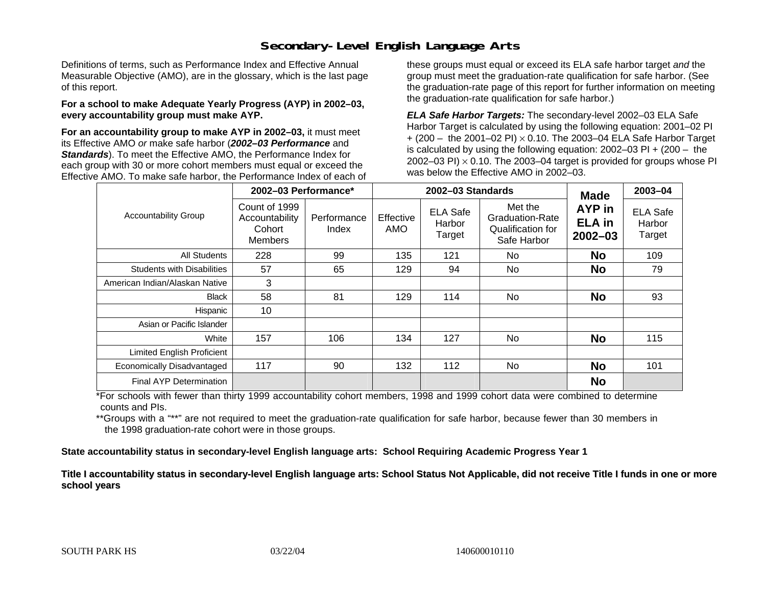# Secondary-Level English Language Arts

Definitions of terms, such as Performance Index and Effective Annual Measurable Objective (AMO), are in the glossary, which is the last page of this report.

**For a school to make Adequate Yearly Progress (AYP) in 2002–03, every accountability group must make AYP.**

**For an accountability group to make AYP in 2002–03,** it must meet its Effective AMO *or* make safe harbor (***2002–03 Performance*** and ***Standards***). To meet the Effective AMO, the Performance Index for each group with 30 or more cohort members must equal or exceed the Effective AMO. To make safe harbor, the Performance Index of each of these groups must equal or exceed its ELA safe harbor target *and* the group must meet the graduation-rate qualification for safe harbor. (See the graduation-rate page of this report for further information on meeting the graduation-rate qualification for safe harbor.)

***ELA Safe Harbor Targets:*** The secondary-level 2002–03 ELA Safe Harbor Target is calculated by using the following equation: 2001–02 PI + (200 – the 2001–02 PI) $\times$ 0.10. The 2003–04 ELA Safe Harbor Target is calculated by using the following equation: 2002–03 PI + (200 – the 2002–03 PI) $\times$ 0.10. The 2003–04 target is provided for groups whose PI was below the Effective AMO in 2002–03.

| Accountability Group | 2002–03 Performance* | | 2002–03 Standards | | | Made AYP in ELA in 2002–03 | 2003–04 |
|---|---|---|---|---|---|---|---|
| | Count of 1999 Accountability Cohort Members | Performance Index | Effective AMO | ELA Safe Harbor Target | Met the Graduation-Rate Qualification for Safe Harbor | | ELA Safe Harbor Target |
| All Students | 228 | 99 | 135 | 121 | No | **No** | 109 |
| Students with Disabilities | 57 | 65 | 129 | 94 | No | **No** | 79 |
| American Indian/Alaskan Native | 3 | | | | | | |
| Black | 58 | 81 | 129 | 114 | No | **No** | 93 |
| Hispanic | 10 | | | | | | |
| Asian or Pacific Islander | | | | | | | |
| White | 157 | 106 | 134 | 127 | No | **No** | 115 |
| Limited English Proficient | | | | | | | |
| Economically Disadvantaged | 117 | 90 | 132 | 112 | No | **No** | 101 |
| Final AYP Determination | | | | | | **No** | |

*For schools with fewer than thirty 1999 accountability cohort members, 1998 and 1999 cohort data were combined to determine counts and PIs.

**Groups with a "**" are not required to meet the graduation-rate qualification for safe harbor, because fewer than 30 members in the 1998 graduation-rate cohort were in those groups.

**State accountability status in secondary-level English language arts: School Requiring Academic Progress Year 1**

**Title I accountability status in secondary-level English language arts: School Status Not Applicable, did not receive Title I funds in one or more school years**

SOUTH PARK HS 03/22/04 140600010110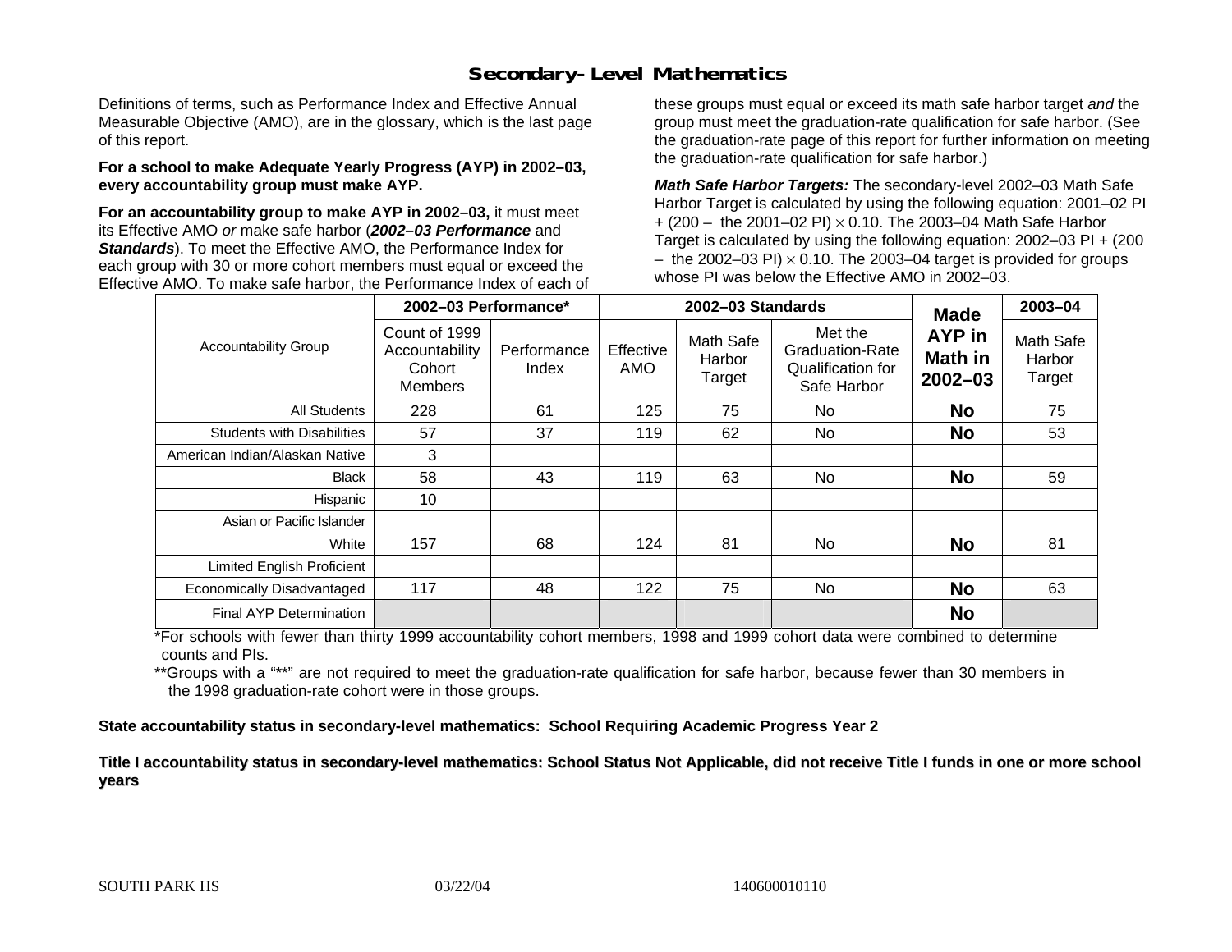## Secondary-Level Mathematics

Definitions of terms, such as Performance Index and Effective Annual Measurable Objective (AMO), are in the glossary, which is the last page of this report.

**For a school to make Adequate Yearly Progress (AYP) in 2002–03, every accountability group must make AYP.**

**For an accountability group to make AYP in 2002–03,** it must meet its Effective AMO *or* make safe harbor (***2002–03 Performance*** and ***Standards***). To meet the Effective AMO, the Performance Index for each group with 30 or more cohort members must equal or exceed the Effective AMO. To make safe harbor, the Performance Index of each of these groups must equal or exceed its math safe harbor target *and* the group must meet the graduation-rate qualification for safe harbor. (See the graduation-rate page of this report for further information on meeting the graduation-rate qualification for safe harbor.)

***Math Safe Harbor Targets:*** The secondary-level 2002–03 Math Safe Harbor Target is calculated by using the following equation: 2001–02 PI + (200 – the 2001–02 PI) × 0.10. The 2003–04 Math Safe Harbor Target is calculated by using the following equation: 2002–03 PI + (200 – the 2002–03 PI) × 0.10. The 2003–04 target is provided for groups whose PI was below the Effective AMO in 2002–03.

| Accountability Group | 2002–03 Performance* | | 2002–03 Standards | | | Made AYP in Math in 2002–03 | 2003–04 |
|---|---|---|---|---|---|---|---|
| | Count of 1999 Accountability Cohort Members | Performance Index | Effective AMO | Math Safe Harbor Target | Met the Graduation-Rate Qualification for Safe Harbor | | Math Safe Harbor Target |
| All Students | 228 | 61 | 125 | 75 | No | **No** | 75 |
| Students with Disabilities | 57 | 37 | 119 | 62 | No | **No** | 53 |
| American Indian/Alaskan Native | 3 | | | | | | |
| Black | 58 | 43 | 119 | 63 | No | **No** | 59 |
| Hispanic | 10 | | | | | | |
| Asian or Pacific Islander | | | | | | | |
| White | 157 | 68 | 124 | 81 | No | **No** | 81 |
| Limited English Proficient | | | | | | | |
| Economically Disadvantaged | 117 | 48 | 122 | 75 | No | **No** | 63 |
| Final AYP Determination | | | | | | **No** | |

*For schools with fewer than thirty 1999 accountability cohort members, 1998 and 1999 cohort data were combined to determine counts and PIs.

**Groups with a "**" are not required to meet the graduation-rate qualification for safe harbor, because fewer than 30 members in the 1998 graduation-rate cohort were in those groups.

**State accountability status in secondary-level mathematics: School Requiring Academic Progress Year 2**

**Title I accountability status in secondary-level mathematics: School Status Not Applicable, did not receive Title I funds in one or more school years**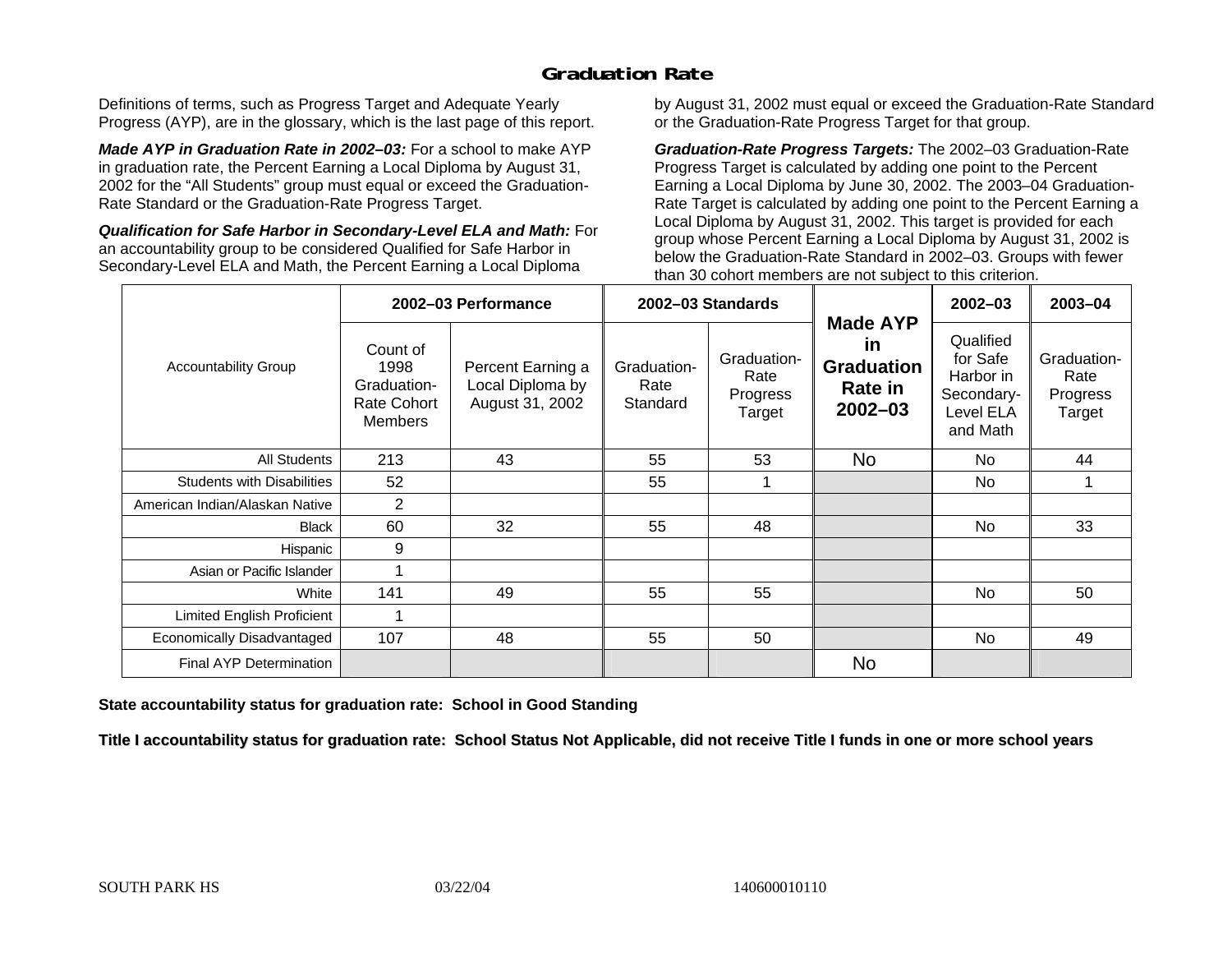# Graduation Rate

Definitions of terms, such as Progress Target and Adequate Yearly Progress (AYP), are in the glossary, which is the last page of this report.

***Made AYP in Graduation Rate in 2002–03:*** For a school to make AYP in graduation rate, the Percent Earning a Local Diploma by August 31, 2002 for the "All Students" group must equal or exceed the Graduation-Rate Standard or the Graduation-Rate Progress Target.

***Qualification for Safe Harbor in Secondary-Level ELA and Math:*** For an accountability group to be considered Qualified for Safe Harbor in Secondary-Level ELA and Math, the Percent Earning a Local Diploma by August 31, 2002 must equal or exceed the Graduation-Rate Standard or the Graduation-Rate Progress Target for that group.

***Graduation-Rate Progress Targets:*** The 2002–03 Graduation-Rate Progress Target is calculated by adding one point to the Percent Earning a Local Diploma by June 30, 2002. The 2003–04 Graduation-Rate Target is calculated by adding one point to the Percent Earning a Local Diploma by August 31, 2002. This target is provided for each group whose Percent Earning a Local Diploma by August 31, 2002 is below the Graduation-Rate Standard in 2002–03. Groups with fewer than 30 cohort members are not subject to this criterion.

| Accountability Group | 2002–03 Performance | | 2002–03 Standards | | Made AYP in Graduation Rate in 2002–03 | 2002–03 | 2003–04 |
|---|---|---|---|---|---|---|---|
| | Count of 1998 Graduation-Rate Cohort Members | Percent Earning a Local Diploma by August 31, 2002 | Graduation-Rate Standard | Graduation-Rate Progress Target | | Qualified for Safe Harbor in Secondary-Level ELA and Math | Graduation-Rate Progress Target |
| All Students | 213 | 43 | 55 | 53 | No | No | 44 |
| Students with Disabilities | 52 | | 55 | 1 | | No | 1 |
| American Indian/Alaskan Native | 2 | | | | | | |
| Black | 60 | 32 | 55 | 48 | | No | 33 |
| Hispanic | 9 | | | | | | |
| Asian or Pacific Islander | 1 | | | | | | |
| White | 141 | 49 | 55 | 55 | | No | 50 |
| Limited English Proficient | 1 | | | | | | |
| Economically Disadvantaged | 107 | 48 | 55 | 50 | | No | 49 |
| Final AYP Determination | | | | | No | | |

**State accountability status for graduation rate: School in Good Standing**

**Title I accountability status for graduation rate: School Status Not Applicable, did not receive Title I funds in one or more school years**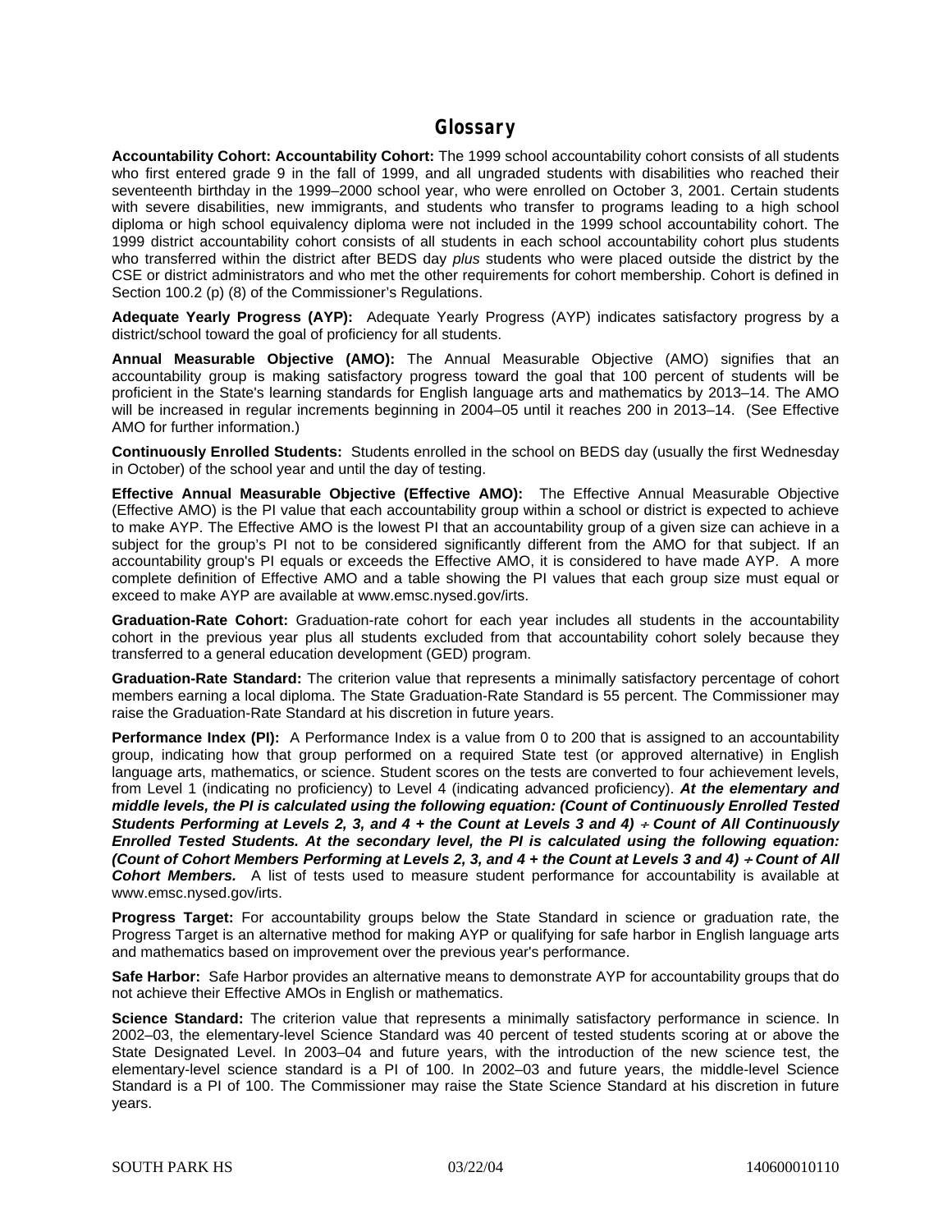## Glossary

**Accountability Cohort: Accountability Cohort:** The 1999 school accountability cohort consists of all students who first entered grade 9 in the fall of 1999, and all ungraded students with disabilities who reached their seventeenth birthday in the 1999–2000 school year, who were enrolled on October 3, 2001. Certain students with severe disabilities, new immigrants, and students who transfer to programs leading to a high school diploma or high school equivalency diploma were not included in the 1999 school accountability cohort. The 1999 district accountability cohort consists of all students in each school accountability cohort plus students who transferred within the district after BEDS day *plus* students who were placed outside the district by the CSE or district administrators and who met the other requirements for cohort membership. Cohort is defined in Section 100.2 (p) (8) of the Commissioner's Regulations.

**Adequate Yearly Progress (AYP):** Adequate Yearly Progress (AYP) indicates satisfactory progress by a district/school toward the goal of proficiency for all students.

**Annual Measurable Objective (AMO):** The Annual Measurable Objective (AMO) signifies that an accountability group is making satisfactory progress toward the goal that 100 percent of students will be proficient in the State's learning standards for English language arts and mathematics by 2013–14. The AMO will be increased in regular increments beginning in 2004–05 until it reaches 200 in 2013–14. (See Effective AMO for further information.)

**Continuously Enrolled Students:** Students enrolled in the school on BEDS day (usually the first Wednesday in October) of the school year and until the day of testing.

**Effective Annual Measurable Objective (Effective AMO):** The Effective Annual Measurable Objective (Effective AMO) is the PI value that each accountability group within a school or district is expected to achieve to make AYP. The Effective AMO is the lowest PI that an accountability group of a given size can achieve in a subject for the group's PI not to be considered significantly different from the AMO for that subject. If an accountability group's PI equals or exceeds the Effective AMO, it is considered to have made AYP. A more complete definition of Effective AMO and a table showing the PI values that each group size must equal or exceed to make AYP are available at www.emsc.nysed.gov/irts.

**Graduation-Rate Cohort:** Graduation-rate cohort for each year includes all students in the accountability cohort in the previous year plus all students excluded from that accountability cohort solely because they transferred to a general education development (GED) program.

**Graduation-Rate Standard:** The criterion value that represents a minimally satisfactory percentage of cohort members earning a local diploma. The State Graduation-Rate Standard is 55 percent. The Commissioner may raise the Graduation-Rate Standard at his discretion in future years.

**Performance Index (PI):** A Performance Index is a value from 0 to 200 that is assigned to an accountability group, indicating how that group performed on a required State test (or approved alternative) in English language arts, mathematics, or science. Student scores on the tests are converted to four achievement levels, from Level 1 (indicating no proficiency) to Level 4 (indicating advanced proficiency). ***At the elementary and middle levels, the PI is calculated using the following equation: (Count of Continuously Enrolled Tested Students Performing at Levels 2, 3, and 4 + the Count at Levels 3 and 4) ÷ Count of All Continuously Enrolled Tested Students. At the secondary level, the PI is calculated using the following equation: (Count of Cohort Members Performing at Levels 2, 3, and 4 + the Count at Levels 3 and 4) ÷ Count of All Cohort Members.*** A list of tests used to measure student performance for accountability is available at www.emsc.nysed.gov/irts.

**Progress Target:** For accountability groups below the State Standard in science or graduation rate, the Progress Target is an alternative method for making AYP or qualifying for safe harbor in English language arts and mathematics based on improvement over the previous year's performance.

**Safe Harbor:** Safe Harbor provides an alternative means to demonstrate AYP for accountability groups that do not achieve their Effective AMOs in English or mathematics.

**Science Standard:** The criterion value that represents a minimally satisfactory performance in science. In 2002–03, the elementary-level Science Standard was 40 percent of tested students scoring at or above the State Designated Level. In 2003–04 and future years, with the introduction of the new science test, the elementary-level science standard is a PI of 100. In 2002–03 and future years, the middle-level Science Standard is a PI of 100. The Commissioner may raise the State Science Standard at his discretion in future years.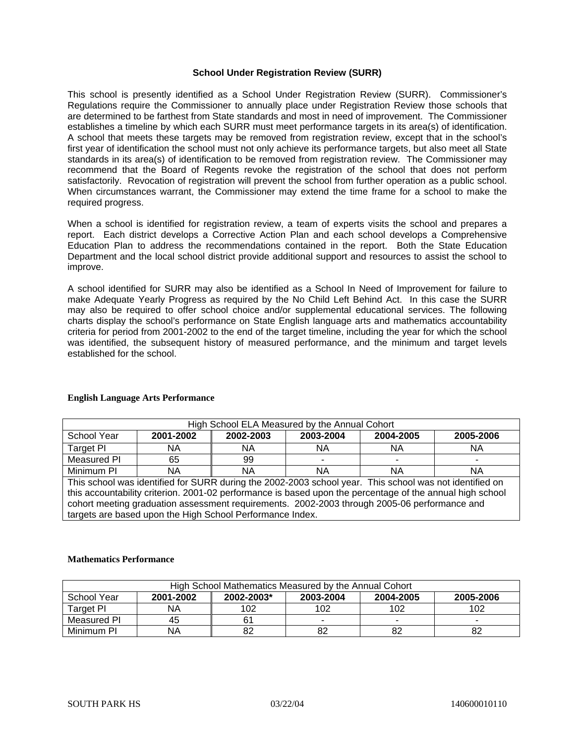### School Under Registration Review (SURR)

This school is presently identified as a School Under Registration Review (SURR). Commissioner's Regulations require the Commissioner to annually place under Registration Review those schools that are determined to be farthest from State standards and most in need of improvement. The Commissioner establishes a timeline by which each SURR must meet performance targets in its area(s) of identification. A school that meets these targets may be removed from registration review, except that in the school's first year of identification the school must not only achieve its performance targets, but also meet all State standards in its area(s) of identification to be removed from registration review. The Commissioner may recommend that the Board of Regents revoke the registration of the school that does not perform satisfactorily. Revocation of registration will prevent the school from further operation as a public school. When circumstances warrant, the Commissioner may extend the time frame for a school to make the required progress.

When a school is identified for registration review, a team of experts visits the school and prepares a report. Each district develops a Corrective Action Plan and each school develops a Comprehensive Education Plan to address the recommendations contained in the report. Both the State Education Department and the local school district provide additional support and resources to assist the school to improve.

A school identified for SURR may also be identified as a School In Need of Improvement for failure to make Adequate Yearly Progress as required by the No Child Left Behind Act. In this case the SURR may also be required to offer school choice and/or supplemental educational services. The following charts display the school's performance on State English language arts and mathematics accountability criteria for period from 2001-2002 to the end of the target timeline, including the year for which the school was identified, the subsequent history of measured performance, and the minimum and target levels established for the school.

**English Language Arts Performance**

| High School ELA Measured by the Annual Cohort | | | | | |
|---|---|---|---|---|---|
| School Year | **2001-2002** | **2002-2003** | **2003-2004** | **2004-2005** | **2005-2006** |
| Target PI | NA | NA | NA | NA | NA |
| Measured PI | 65 | 99 | - | - | - |
| Minimum PI | NA | NA | NA | NA | NA |
| This school was identified for SURR during the 2002-2003 school year. This school was not identified on this accountability criterion. 2001-02 performance is based upon the percentage of the annual high school cohort meeting graduation assessment requirements. 2002-2003 through 2005-06 performance and targets are based upon the High School Performance Index. | | | | | |

**Mathematics Performance**

| High School Mathematics Measured by the Annual Cohort | | | | | |
|---|---|---|---|---|---|
| School Year | **2001-2002** | **2002-2003*** | **2003-2004** | **2004-2005** | **2005-2006** |
| Target PI | NA | 102 | 102 | 102 | 102 |
| Measured PI | 45 | 61 | - | - | - |
| Minimum PI | NA | 82 | 82 | 82 | 82 |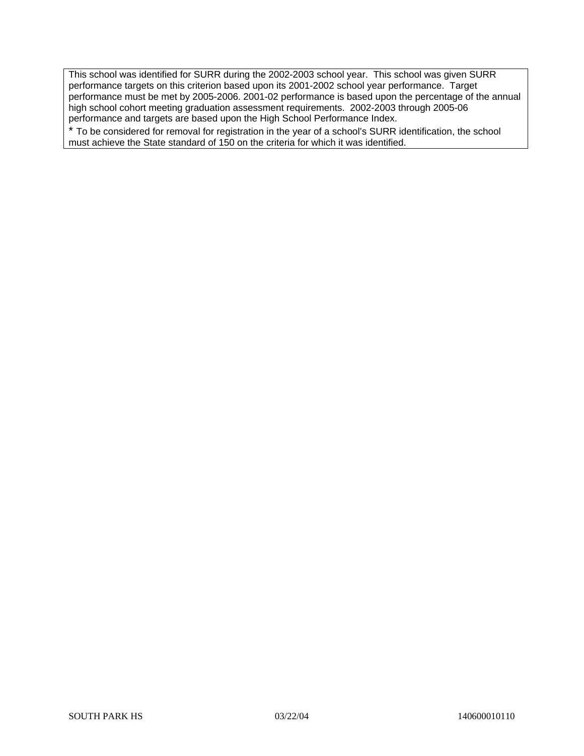This school was identified for SURR during the 2002-2003 school year. This school was given SURR performance targets on this criterion based upon its 2001-2002 school year performance. Target performance must be met by 2005-2006. 2001-02 performance is based upon the percentage of the annual high school cohort meeting graduation assessment requirements. 2002-2003 through 2005-06 performance and targets are based upon the High School Performance Index.

* To be considered for removal for registration in the year of a school's SURR identification, the school must achieve the State standard of 150 on the criteria for which it was identified.